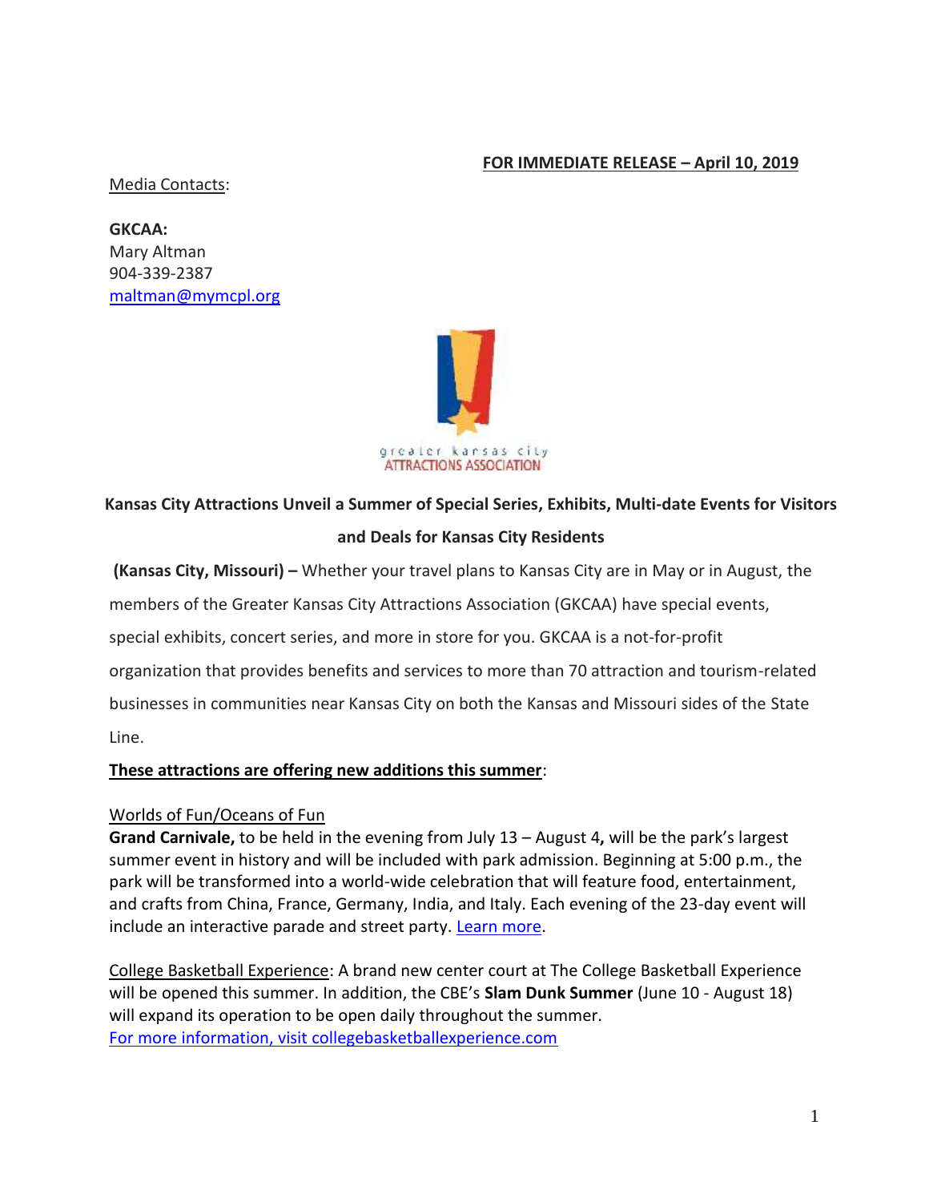**FOR IMMEDIATE RELEASE – April 10, 2019**

Media Contacts:

**GKCAA:**
Mary Altman
904-339-2387
maltman@mymcpl.org

greater kansas city ATTRACTIONS ASSOCIATION

## Kansas City Attractions Unveil a Summer of Special Series, Exhibits, Multi-date Events for Visitors and Deals for Kansas City Residents

**(Kansas City, Missouri) –** Whether your travel plans to Kansas City are in May or in August, the members of the Greater Kansas City Attractions Association (GKCAA) have special events, special exhibits, concert series, and more in store for you. GKCAA is a not-for-profit organization that provides benefits and services to more than 70 attraction and tourism-related businesses in communities near Kansas City on both the Kansas and Missouri sides of the State Line.

**These attractions are offering new additions this summer**:

Worlds of Fun/Oceans of Fun
**Grand Carnivale,** to be held in the evening from July 13 – August 4**,** will be the park's largest summer event in history and will be included with park admission. Beginning at 5:00 p.m., the park will be transformed into a world-wide celebration that will feature food, entertainment, and crafts from China, France, Germany, India, and Italy. Each evening of the 23-day event will include an interactive parade and street party. Learn more.

College Basketball Experience: A brand new center court at The College Basketball Experience will be opened this summer. In addition, the CBE's **Slam Dunk Summer** (June 10 - August 18) will expand its operation to be open daily throughout the summer.
For more information, visit collegebasketballexperience.com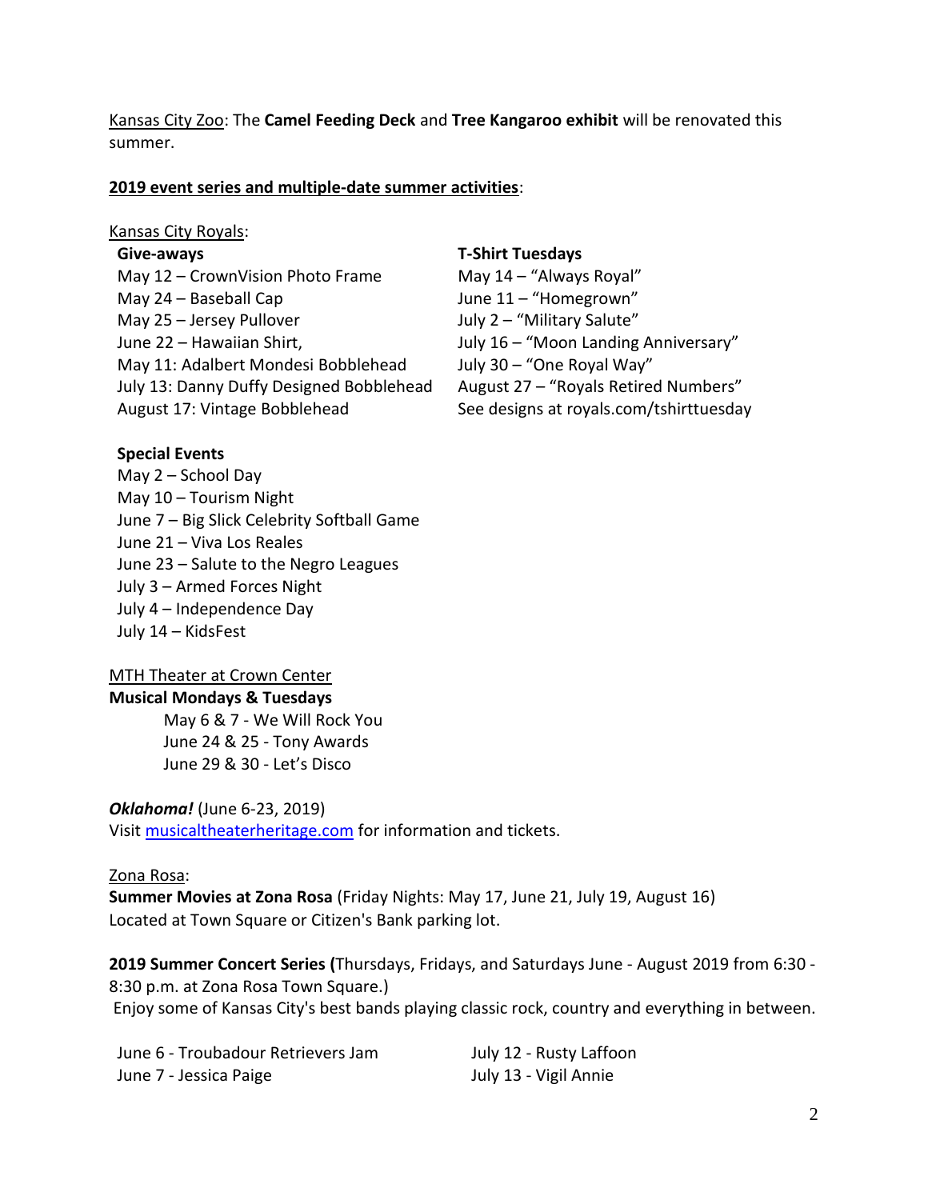Kansas City Zoo: The **Camel Feeding Deck** and **Tree Kangaroo exhibit** will be renovated this summer.

**2019 event series and multiple-date summer activities**:

Kansas City Royals:

**Give-aways**

May 12 – CrownVision Photo Frame
May 24 – Baseball Cap
May 25 – Jersey Pullover
June 22 – Hawaiian Shirt,
May 11: Adalbert Mondesi Bobblehead
July 13: Danny Duffy Designed Bobblehead
August 17: Vintage Bobblehead

**T-Shirt Tuesdays**

May 14 – "Always Royal"
June 11 – "Homegrown"
July 2 – "Military Salute"
July 16 – "Moon Landing Anniversary"
July 30 – "One Royal Way"
August 27 – "Royals Retired Numbers"
See designs at royals.com/tshirttuesday

**Special Events**

May 2 – School Day
May 10 – Tourism Night
June 7 – Big Slick Celebrity Softball Game
June 21 – Viva Los Reales
June 23 – Salute to the Negro Leagues
July 3 – Armed Forces Night
July 4 – Independence Day
July 14 – KidsFest

MTH Theater at Crown Center

**Musical Mondays & Tuesdays**

May 6 & 7 - We Will Rock You
June 24 & 25 - Tony Awards
June 29 & 30 - Let's Disco

***Oklahoma!*** (June 6-23, 2019)
Visit musicaltheaterheritage.com for information and tickets.

Zona Rosa:

**Summer Movies at Zona Rosa** (Friday Nights: May 17, June 21, July 19, August 16)
Located at Town Square or Citizen's Bank parking lot.

**2019 Summer Concert Series (**Thursdays, Fridays, and Saturdays June - August 2019 from 6:30 - 8:30 p.m. at Zona Rosa Town Square.)
Enjoy some of Kansas City's best bands playing classic rock, country and everything in between.

June 6 - Troubadour Retrievers Jam
June 7 - Jessica Paige
July 12 - Rusty Laffoon
July 13 - Vigil Annie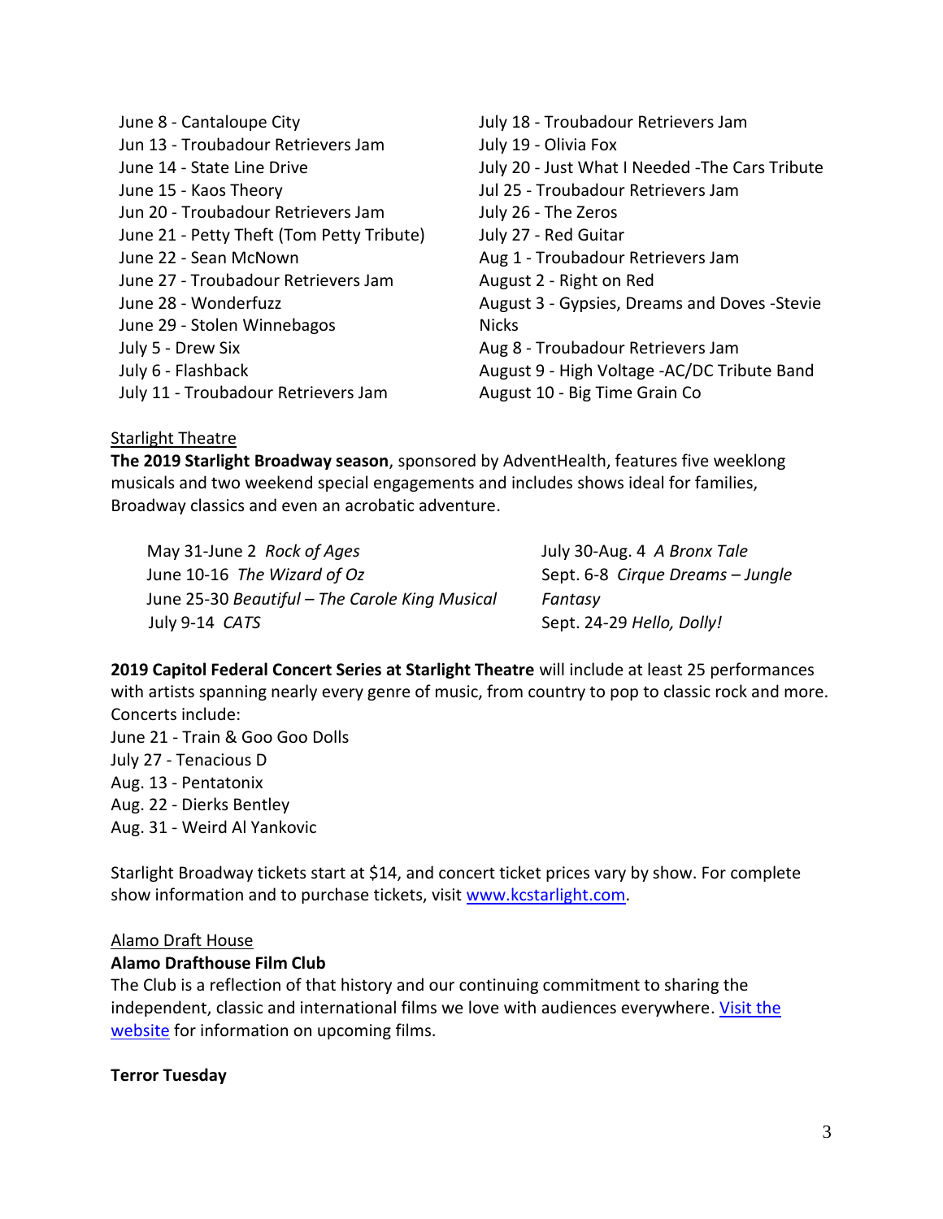June 8 - Cantaloupe City
Jun 13 - Troubadour Retrievers Jam
June 14 - State Line Drive
June 15 - Kaos Theory
Jun 20 - Troubadour Retrievers Jam
June 21 - Petty Theft (Tom Petty Tribute)
June 22 - Sean McNown
June 27 - Troubadour Retrievers Jam
June 28 - Wonderfuzz
June 29 - Stolen Winnebagos
July 5 - Drew Six
July 6 - Flashback
July 11 - Troubadour Retrievers Jam
July 18 - Troubadour Retrievers Jam
July 19 - Olivia Fox
July 20 - Just What I Needed -The Cars Tribute
Jul 25 - Troubadour Retrievers Jam
July 26 - The Zeros
July 27 - Red Guitar
Aug 1 - Troubadour Retrievers Jam
August 2 - Right on Red
August 3 - Gypsies, Dreams and Doves -Stevie Nicks
Aug 8 - Troubadour Retrievers Jam
August 9 - High Voltage -AC/DC Tribute Band
August 10 - Big Time Grain Co

Starlight Theatre

**The 2019 Starlight Broadway season**, sponsored by AdventHealth, features five weeklong musicals and two weekend special engagements and includes shows ideal for families, Broadway classics and even an acrobatic adventure.

May 31-June 2 *Rock of Ages*
June 10-16 *The Wizard of Oz*
June 25-30 *Beautiful – The Carole King Musical*
July 9-14 *CATS*
July 30-Aug. 4 *A Bronx Tale*
Sept. 6-8 *Cirque Dreams – Jungle Fantasy*
Sept. 24-29 *Hello, Dolly!*

**2019 Capitol Federal Concert Series at Starlight Theatre** will include at least 25 performances with artists spanning nearly every genre of music, from country to pop to classic rock and more. Concerts include:
June 21 - Train & Goo Goo Dolls
July 27 - Tenacious D
Aug. 13 - Pentatonix
Aug. 22 - Dierks Bentley
Aug. 31 - Weird Al Yankovic

Starlight Broadway tickets start at $14, and concert ticket prices vary by show. For complete show information and to purchase tickets, visit www.kcstarlight.com.

Alamo Draft House

**Alamo Drafthouse Film Club**

The Club is a reflection of that history and our continuing commitment to sharing the independent, classic and international films we love with audiences everywhere. Visit the website for information on upcoming films.

**Terror Tuesday**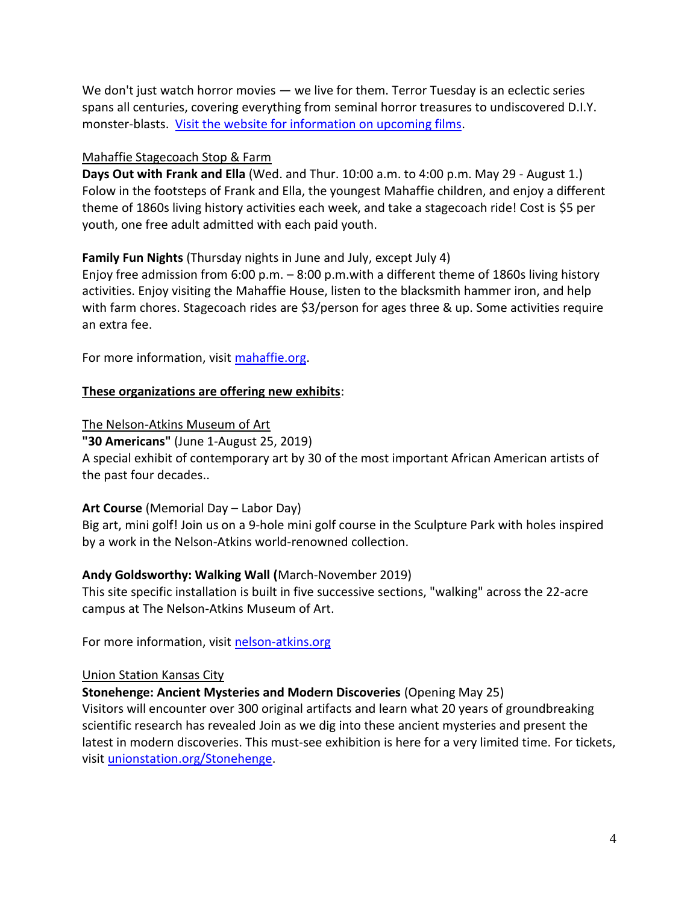We don't just watch horror movies — we live for them. Terror Tuesday is an eclectic series spans all centuries, covering everything from seminal horror treasures to undiscovered D.I.Y. monster-blasts. Visit the website for information on upcoming films.

Mahaffie Stagecoach Stop & Farm

**Days Out with Frank and Ella** (Wed. and Thur. 10:00 a.m. to 4:00 p.m. May 29 - August 1.)
Folow in the footsteps of Frank and Ella, the youngest Mahaffie children, and enjoy a different theme of 1860s living history activities each week, and take a stagecoach ride! Cost is $5 per youth, one free adult admitted with each paid youth.

**Family Fun Nights** (Thursday nights in June and July, except July 4)
Enjoy free admission from 6:00 p.m. – 8:00 p.m.with a different theme of 1860s living history activities. Enjoy visiting the Mahaffie House, listen to the blacksmith hammer iron, and help with farm chores. Stagecoach rides are $3/person for ages three & up. Some activities require an extra fee.

For more information, visit mahaffie.org.

**These organizations are offering new exhibits**:

The Nelson-Atkins Museum of Art

**"30 Americans"** (June 1-August 25, 2019)
A special exhibit of contemporary art by 30 of the most important African American artists of the past four decades..

**Art Course** (Memorial Day – Labor Day)
Big art, mini golf! Join us on a 9-hole mini golf course in the Sculpture Park with holes inspired by a work in the Nelson-Atkins world-renowned collection.

**Andy Goldsworthy: Walking Wall (**March-November 2019)
This site specific installation is built in five successive sections, "walking" across the 22-acre campus at The Nelson-Atkins Museum of Art.

For more information, visit nelson-atkins.org

Union Station Kansas City

**Stonehenge: Ancient Mysteries and Modern Discoveries** (Opening May 25)
Visitors will encounter over 300 original artifacts and learn what 20 years of groundbreaking scientific research has revealed Join as we dig into these ancient mysteries and present the latest in modern discoveries. This must-see exhibition is here for a very limited time. For tickets, visit unionstation.org/Stonehenge.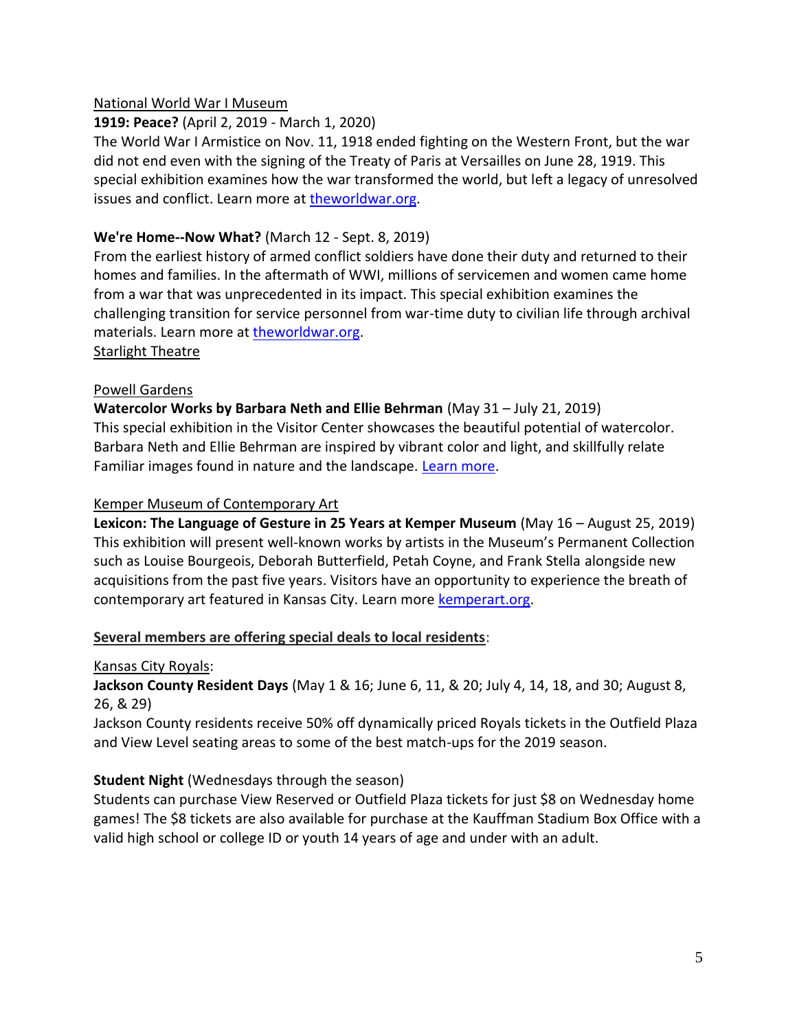National World War I Museum

**1919: Peace?** (April 2, 2019 - March 1, 2020)

The World War I Armistice on Nov. 11, 1918 ended fighting on the Western Front, but the war did not end even with the signing of the Treaty of Paris at Versailles on June 28, 1919. This special exhibition examines how the war transformed the world, but left a legacy of unresolved issues and conflict. Learn more at theworldwar.org.

**We're Home--Now What?** (March 12 - Sept. 8, 2019)

From the earliest history of armed conflict soldiers have done their duty and returned to their homes and families. In the aftermath of WWI, millions of servicemen and women came home from a war that was unprecedented in its impact. This special exhibition examines the challenging transition for service personnel from war-time duty to civilian life through archival materials. Learn more at theworldwar.org.

Starlight Theatre

Powell Gardens

**Watercolor Works by Barbara Neth and Ellie Behrman** (May 31 – July 21, 2019)

This special exhibition in the Visitor Center showcases the beautiful potential of watercolor. Barbara Neth and Ellie Behrman are inspired by vibrant color and light, and skillfully relate Familiar images found in nature and the landscape. Learn more.

Kemper Museum of Contemporary Art

**Lexicon: The Language of Gesture in 25 Years at Kemper Museum** (May 16 – August 25, 2019)

This exhibition will present well-known works by artists in the Museum's Permanent Collection such as Louise Bourgeois, Deborah Butterfield, Petah Coyne, and Frank Stella alongside new acquisitions from the past five years. Visitors have an opportunity to experience the breath of contemporary art featured in Kansas City. Learn more kemperart.org.

**Several members are offering special deals to local residents**:

Kansas City Royals:

**Jackson County Resident Days** (May 1 & 16; June 6, 11, & 20; July 4, 14, 18, and 30; August 8, 26, & 29)

Jackson County residents receive 50% off dynamically priced Royals tickets in the Outfield Plaza and View Level seating areas to some of the best match-ups for the 2019 season.

**Student Night** (Wednesdays through the season)

Students can purchase View Reserved or Outfield Plaza tickets for just $8 on Wednesday home games! The $8 tickets are also available for purchase at the Kauffman Stadium Box Office with a valid high school or college ID or youth 14 years of age and under with an adult.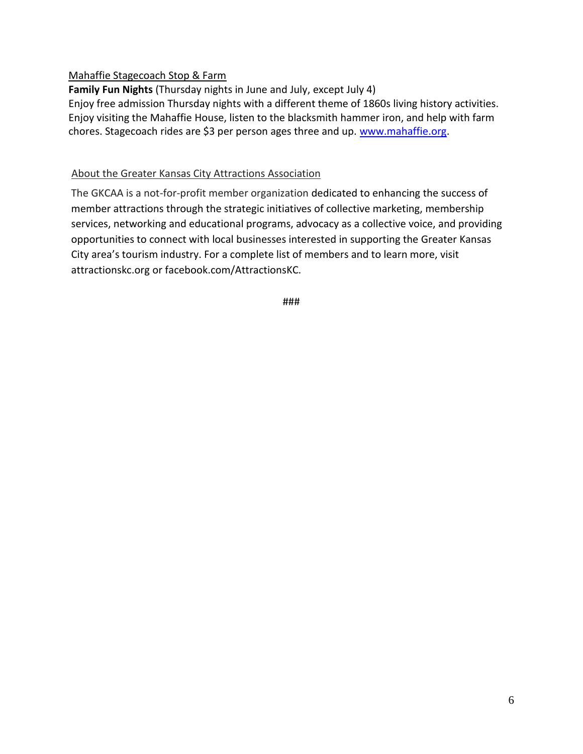Mahaffie Stagecoach Stop & Farm

**Family Fun Nights** (Thursday nights in June and July, except July 4)
Enjoy free admission Thursday nights with a different theme of 1860s living history activities. Enjoy visiting the Mahaffie House, listen to the blacksmith hammer iron, and help with farm chores. Stagecoach rides are $3 per person ages three and up. [www.mahaffie.org](http://www.mahaffie.org).

About the Greater Kansas City Attractions Association

The GKCAA is a not-for-profit member organization dedicated to enhancing the success of member attractions through the strategic initiatives of collective marketing, membership services, networking and educational programs, advocacy as a collective voice, and providing opportunities to connect with local businesses interested in supporting the Greater Kansas City area's tourism industry. For a complete list of members and to learn more, visit attractionskc.org or facebook.com/AttractionsKC.

###